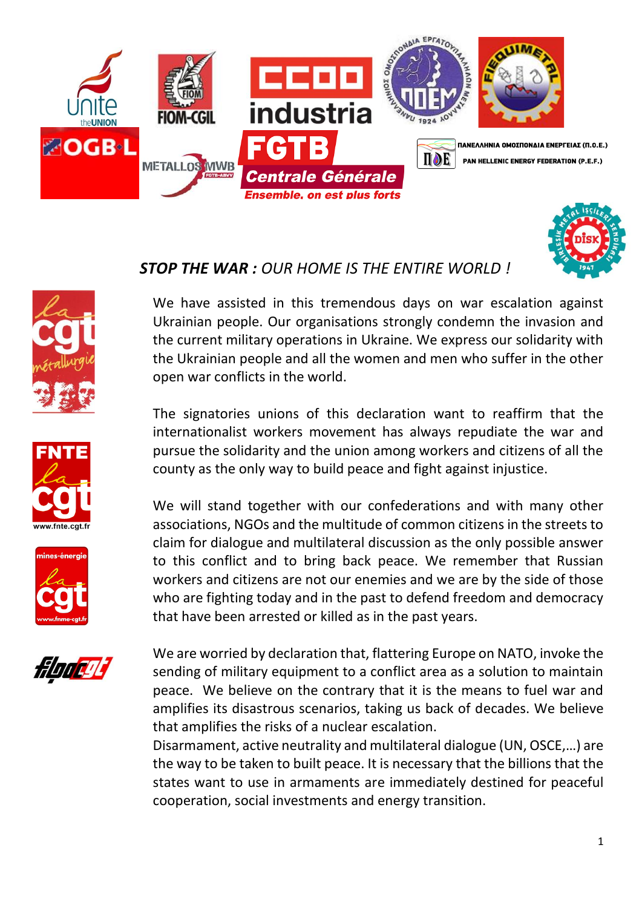# ***STOP THE WAR :*** *OUR HOME IS THE ENTIRE WORLD !*

We have assisted in this tremendous days on war escalation against Ukrainian people. Our organisations strongly condemn the invasion and the current military operations in Ukraine. We express our solidarity with the Ukrainian people and all the women and men who suffer in the other open war conflicts in the world.

The signatories unions of this declaration want to reaffirm that the internationalist workers movement has always repudiate the war and pursue the solidarity and the union among workers and citizens of all the county as the only way to build peace and fight against injustice.

We will stand together with our confederations and with many other associations, NGOs and the multitude of common citizens in the streets to claim for dialogue and multilateral discussion as the only possible answer to this conflict and to bring back peace. We remember that Russian workers and citizens are not our enemies and we are by the side of those who are fighting today and in the past to defend freedom and democracy that have been arrested or killed as in the past years.

We are worried by declaration that, flattering Europe on NATO, invoke the sending of military equipment to a conflict area as a solution to maintain peace. We believe on the contrary that it is the means to fuel war and amplifies its disastrous scenarios, taking us back of decades. We believe that amplifies the risks of a nuclear escalation.
Disarmament, active neutrality and multilateral dialogue (UN, OSCE,…) are the way to be taken to built peace. It is necessary that the billions that the states want to use in armaments are immediately destined for peaceful cooperation, social investments and energy transition.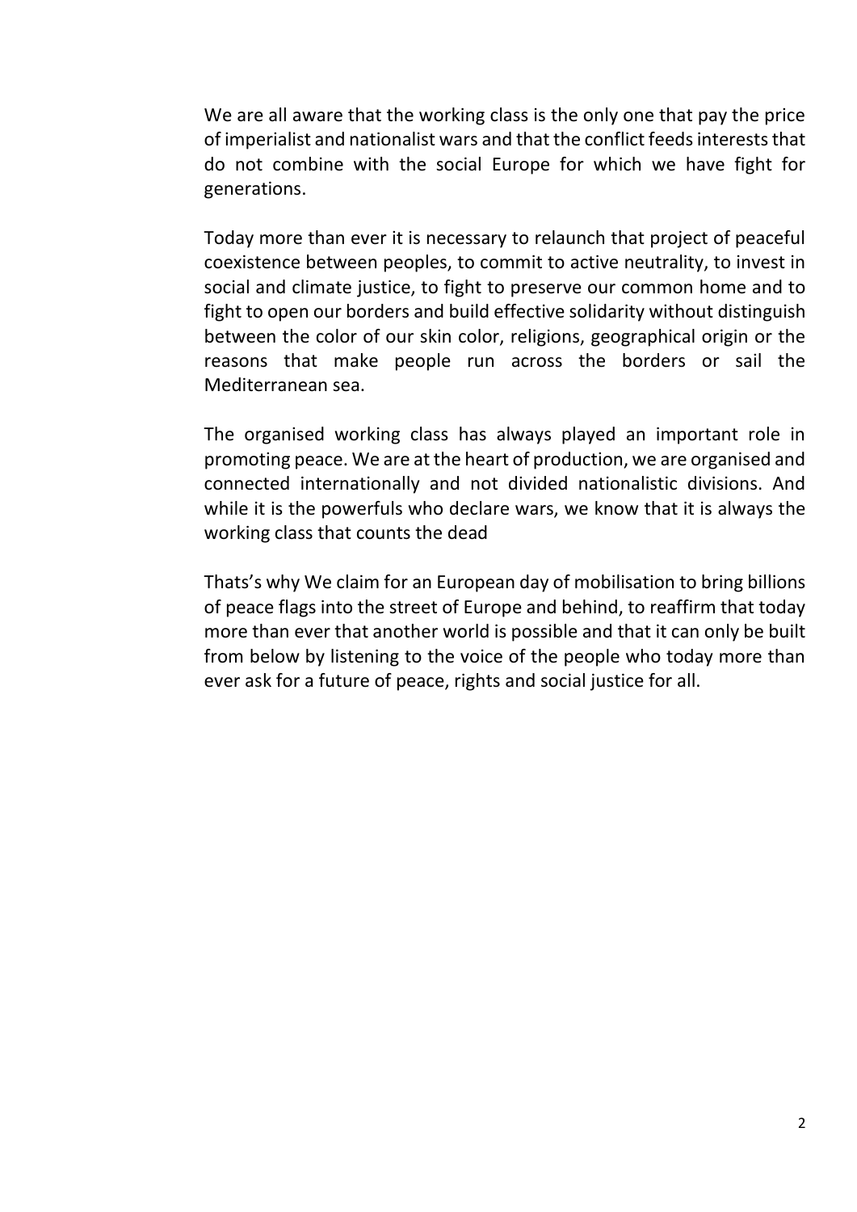We are all aware that the working class is the only one that pay the price of imperialist and nationalist wars and that the conflict feeds interests that do not combine with the social Europe for which we have fight for generations.

Today more than ever it is necessary to relaunch that project of peaceful coexistence between peoples, to commit to active neutrality, to invest in social and climate justice, to fight to preserve our common home and to fight to open our borders and build effective solidarity without distinguish between the color of our skin color, religions, geographical origin or the reasons that make people run across the borders or sail the Mediterranean sea.

The organised working class has always played an important role in promoting peace. We are at the heart of production, we are organised and connected internationally and not divided nationalistic divisions. And while it is the powerfuls who declare wars, we know that it is always the working class that counts the dead

Thats's why We claim for an European day of mobilisation to bring billions of peace flags into the street of Europe and behind, to reaffirm that today more than ever that another world is possible and that it can only be built from below by listening to the voice of the people who today more than ever ask for a future of peace, rights and social justice for all.